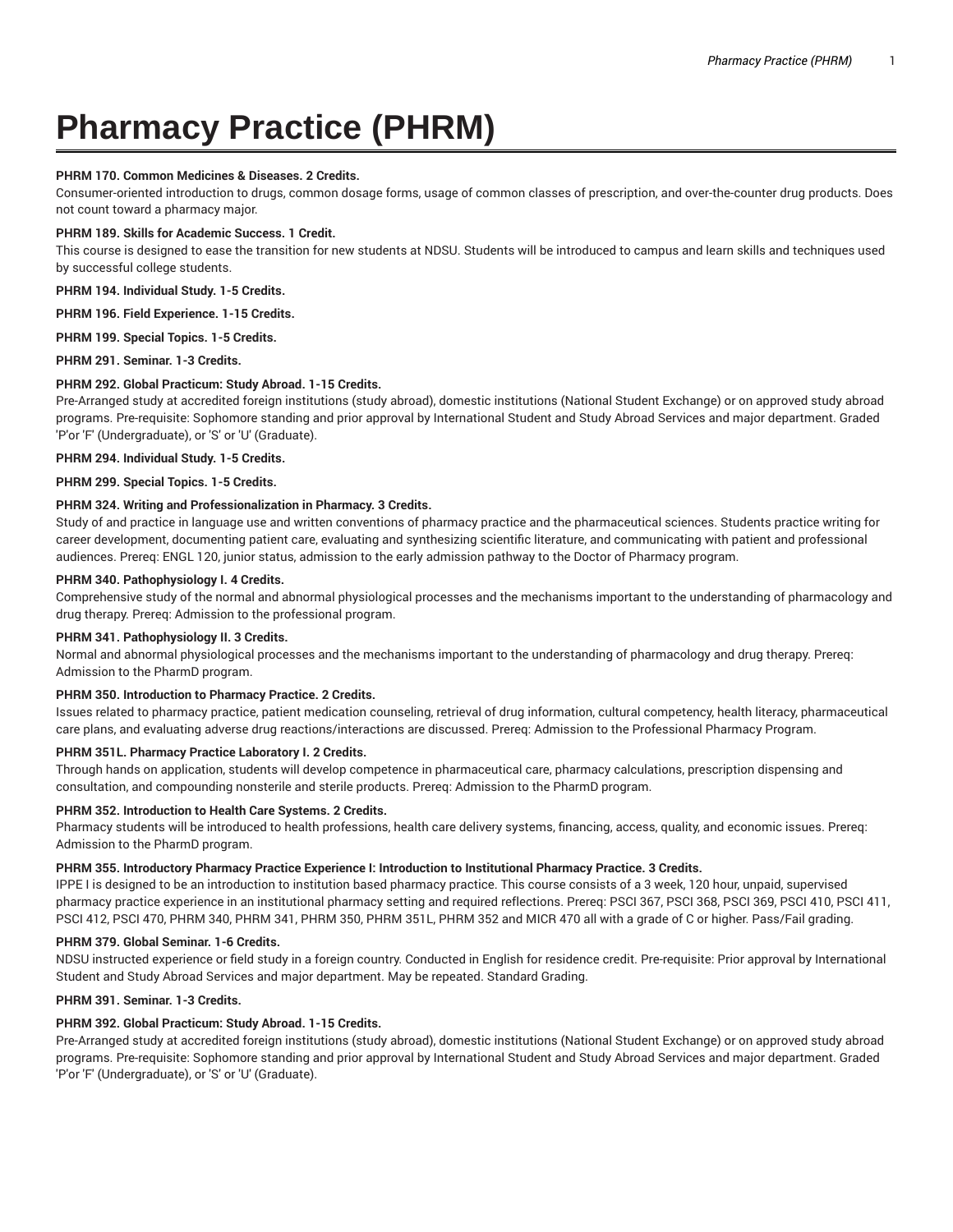# Pharmacy Practice (PHRM)

**PHRM 170. Common Medicines & Diseases. 2 Credits.**

Consumer-oriented introduction to drugs, common dosage forms, usage of common classes of prescription, and over-the-counter drug products. Does not count toward a pharmacy major.

**PHRM 189. Skills for Academic Success. 1 Credit.**

This course is designed to ease the transition for new students at NDSU. Students will be introduced to campus and learn skills and techniques used by successful college students.

**PHRM 194. Individual Study. 1-5 Credits.**

**PHRM 196. Field Experience. 1-15 Credits.**

**PHRM 199. Special Topics. 1-5 Credits.**

**PHRM 291. Seminar. 1-3 Credits.**

**PHRM 292. Global Practicum: Study Abroad. 1-15 Credits.**

Pre-Arranged study at accredited foreign institutions (study abroad), domestic institutions (National Student Exchange) or on approved study abroad programs. Pre-requisite: Sophomore standing and prior approval by International Student and Study Abroad Services and major department. Graded 'P'or 'F' (Undergraduate), or 'S' or 'U' (Graduate).

**PHRM 294. Individual Study. 1-5 Credits.**

**PHRM 299. Special Topics. 1-5 Credits.**

**PHRM 324. Writing and Professionalization in Pharmacy. 3 Credits.**

Study of and practice in language use and written conventions of pharmacy practice and the pharmaceutical sciences. Students practice writing for career development, documenting patient care, evaluating and synthesizing scientific literature, and communicating with patient and professional audiences. Prereq: ENGL 120, junior status, admission to the early admission pathway to the Doctor of Pharmacy program.

**PHRM 340. Pathophysiology I. 4 Credits.**

Comprehensive study of the normal and abnormal physiological processes and the mechanisms important to the understanding of pharmacology and drug therapy. Prereq: Admission to the professional program.

**PHRM 341. Pathophysiology II. 3 Credits.**

Normal and abnormal physiological processes and the mechanisms important to the understanding of pharmacology and drug therapy. Prereq: Admission to the PharmD program.

**PHRM 350. Introduction to Pharmacy Practice. 2 Credits.**

Issues related to pharmacy practice, patient medication counseling, retrieval of drug information, cultural competency, health literacy, pharmaceutical care plans, and evaluating adverse drug reactions/interactions are discussed. Prereq: Admission to the Professional Pharmacy Program.

**PHRM 351L. Pharmacy Practice Laboratory I. 2 Credits.**

Through hands on application, students will develop competence in pharmaceutical care, pharmacy calculations, prescription dispensing and consultation, and compounding nonsterile and sterile products. Prereq: Admission to the PharmD program.

**PHRM 352. Introduction to Health Care Systems. 2 Credits.**

Pharmacy students will be introduced to health professions, health care delivery systems, financing, access, quality, and economic issues. Prereq: Admission to the PharmD program.

**PHRM 355. Introductory Pharmacy Practice Experience I: Introduction to Institutional Pharmacy Practice. 3 Credits.**

IPPE I is designed to be an introduction to institution based pharmacy practice. This course consists of a 3 week, 120 hour, unpaid, supervised pharmacy practice experience in an institutional pharmacy setting and required reflections. Prereq: PSCI 367, PSCI 368, PSCI 369, PSCI 410, PSCI 411, PSCI 412, PSCI 470, PHRM 340, PHRM 341, PHRM 350, PHRM 351L, PHRM 352 and MICR 470 all with a grade of C or higher. Pass/Fail grading.

**PHRM 379. Global Seminar. 1-6 Credits.**

NDSU instructed experience or field study in a foreign country. Conducted in English for residence credit. Pre-requisite: Prior approval by International Student and Study Abroad Services and major department. May be repeated. Standard Grading.

**PHRM 391. Seminar. 1-3 Credits.**

**PHRM 392. Global Practicum: Study Abroad. 1-15 Credits.**

Pre-Arranged study at accredited foreign institutions (study abroad), domestic institutions (National Student Exchange) or on approved study abroad programs. Pre-requisite: Sophomore standing and prior approval by International Student and Study Abroad Services and major department. Graded 'P'or 'F' (Undergraduate), or 'S' or 'U' (Graduate).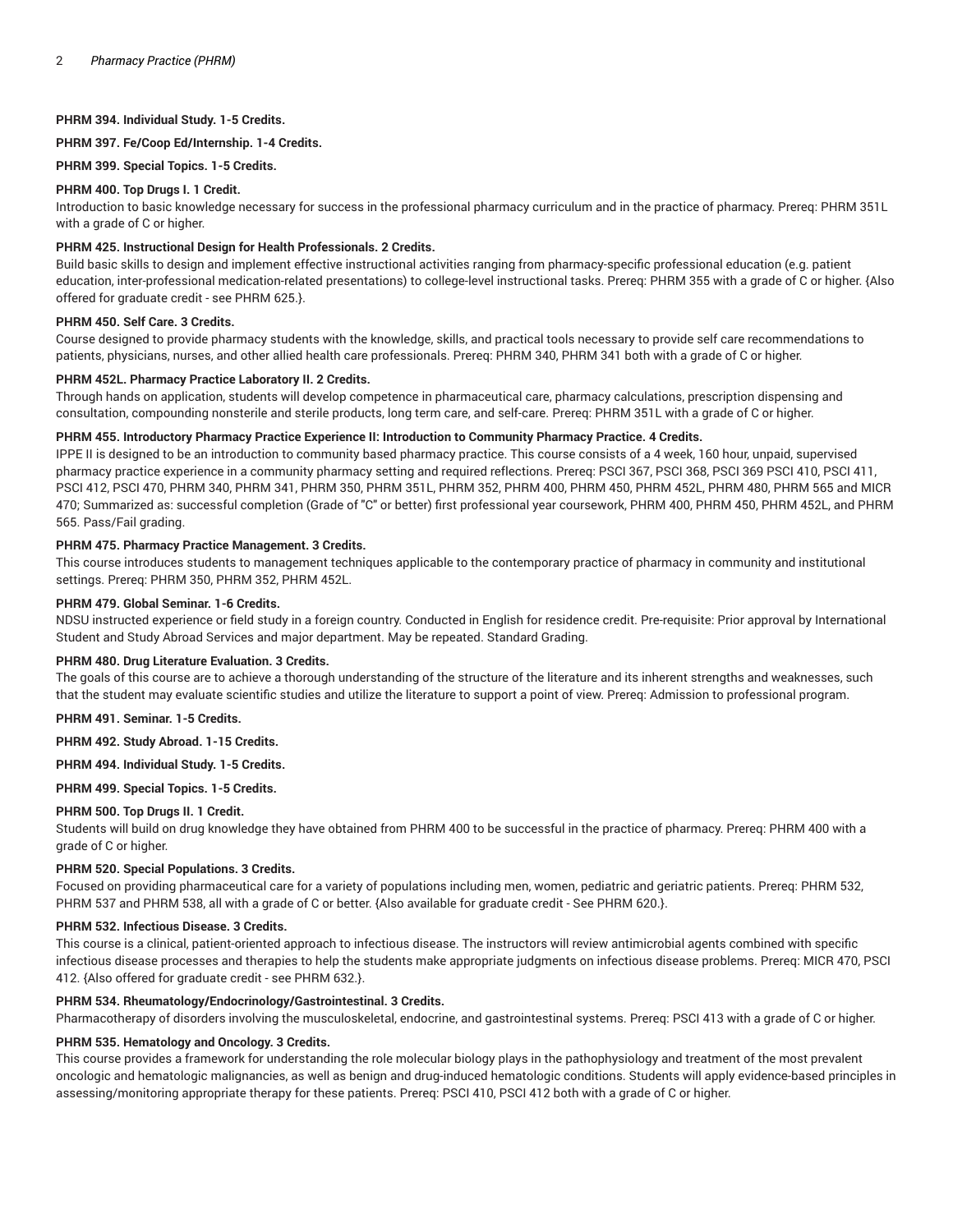**PHRM 394. Individual Study. 1-5 Credits.**

**PHRM 397. Fe/Coop Ed/Internship. 1-4 Credits.**

**PHRM 399. Special Topics. 1-5 Credits.**

**PHRM 400. Top Drugs I. 1 Credit.**

Introduction to basic knowledge necessary for success in the professional pharmacy curriculum and in the practice of pharmacy. Prereq: PHRM 351L with a grade of C or higher.

**PHRM 425. Instructional Design for Health Professionals. 2 Credits.**

Build basic skills to design and implement effective instructional activities ranging from pharmacy-specific professional education (e.g. patient education, inter-professional medication-related presentations) to college-level instructional tasks. Prereq: PHRM 355 with a grade of C or higher. {Also offered for graduate credit - see PHRM 625.}.

**PHRM 450. Self Care. 3 Credits.**

Course designed to provide pharmacy students with the knowledge, skills, and practical tools necessary to provide self care recommendations to patients, physicians, nurses, and other allied health care professionals. Prereq: PHRM 340, PHRM 341 both with a grade of C or higher.

**PHRM 452L. Pharmacy Practice Laboratory II. 2 Credits.**

Through hands on application, students will develop competence in pharmaceutical care, pharmacy calculations, prescription dispensing and consultation, compounding nonsterile and sterile products, long term care, and self-care. Prereq: PHRM 351L with a grade of C or higher.

**PHRM 455. Introductory Pharmacy Practice Experience II: Introduction to Community Pharmacy Practice. 4 Credits.**

IPPE II is designed to be an introduction to community based pharmacy practice. This course consists of a 4 week, 160 hour, unpaid, supervised pharmacy practice experience in a community pharmacy setting and required reflections. Prereq: PSCI 367, PSCI 368, PSCI 369 PSCI 410, PSCI 411, PSCI 412, PSCI 470, PHRM 340, PHRM 341, PHRM 350, PHRM 351L, PHRM 352, PHRM 400, PHRM 450, PHRM 452L, PHRM 480, PHRM 565 and MICR 470; Summarized as: successful completion (Grade of "C" or better) first professional year coursework, PHRM 400, PHRM 450, PHRM 452L, and PHRM 565. Pass/Fail grading.

**PHRM 475. Pharmacy Practice Management. 3 Credits.**

This course introduces students to management techniques applicable to the contemporary practice of pharmacy in community and institutional settings. Prereq: PHRM 350, PHRM 352, PHRM 452L.

**PHRM 479. Global Seminar. 1-6 Credits.**

NDSU instructed experience or field study in a foreign country. Conducted in English for residence credit. Pre-requisite: Prior approval by International Student and Study Abroad Services and major department. May be repeated. Standard Grading.

**PHRM 480. Drug Literature Evaluation. 3 Credits.**

The goals of this course are to achieve a thorough understanding of the structure of the literature and its inherent strengths and weaknesses, such that the student may evaluate scientific studies and utilize the literature to support a point of view. Prereq: Admission to professional program.

**PHRM 491. Seminar. 1-5 Credits.**

**PHRM 492. Study Abroad. 1-15 Credits.**

**PHRM 494. Individual Study. 1-5 Credits.**

**PHRM 499. Special Topics. 1-5 Credits.**

**PHRM 500. Top Drugs II. 1 Credit.**

Students will build on drug knowledge they have obtained from PHRM 400 to be successful in the practice of pharmacy. Prereq: PHRM 400 with a grade of C or higher.

**PHRM 520. Special Populations. 3 Credits.**

Focused on providing pharmaceutical care for a variety of populations including men, women, pediatric and geriatric patients. Prereq: PHRM 532, PHRM 537 and PHRM 538, all with a grade of C or better. {Also available for graduate credit - See PHRM 620.}.

**PHRM 532. Infectious Disease. 3 Credits.**

This course is a clinical, patient-oriented approach to infectious disease. The instructors will review antimicrobial agents combined with specific infectious disease processes and therapies to help the students make appropriate judgments on infectious disease problems. Prereq: MICR 470, PSCI 412. {Also offered for graduate credit - see PHRM 632.}.

**PHRM 534. Rheumatology/Endocrinology/Gastrointestinal. 3 Credits.**

Pharmacotherapy of disorders involving the musculoskeletal, endocrine, and gastrointestinal systems. Prereq: PSCI 413 with a grade of C or higher.

**PHRM 535. Hematology and Oncology. 3 Credits.**

This course provides a framework for understanding the role molecular biology plays in the pathophysiology and treatment of the most prevalent oncologic and hematologic malignancies, as well as benign and drug-induced hematologic conditions. Students will apply evidence-based principles in assessing/monitoring appropriate therapy for these patients. Prereq: PSCI 410, PSCI 412 both with a grade of C or higher.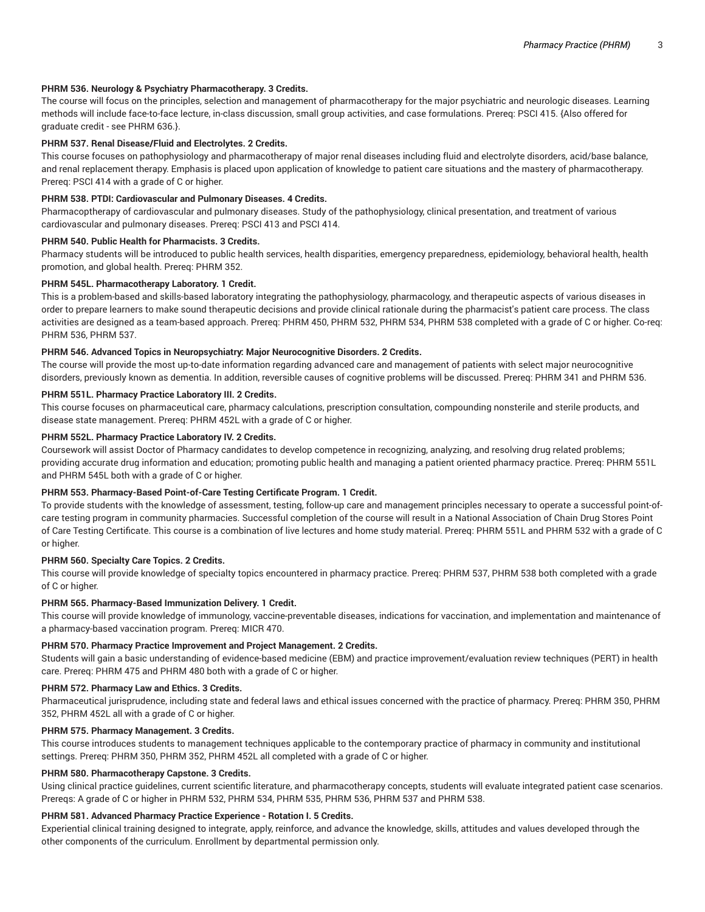**PHRM 536. Neurology & Psychiatry Pharmacotherapy. 3 Credits.**

The course will focus on the principles, selection and management of pharmacotherapy for the major psychiatric and neurologic diseases. Learning methods will include face-to-face lecture, in-class discussion, small group activities, and case formulations. Prereq: PSCI 415. {Also offered for graduate credit - see PHRM 636.}.

**PHRM 537. Renal Disease/Fluid and Electrolytes. 2 Credits.**

This course focuses on pathophysiology and pharmacotherapy of major renal diseases including fluid and electrolyte disorders, acid/base balance, and renal replacement therapy. Emphasis is placed upon application of knowledge to patient care situations and the mastery of pharmacotherapy. Prereq: PSCI 414 with a grade of C or higher.

**PHRM 538. PTDI: Cardiovascular and Pulmonary Diseases. 4 Credits.**

Pharmacoptherapy of cardiovascular and pulmonary diseases. Study of the pathophysiology, clinical presentation, and treatment of various cardiovascular and pulmonary diseases. Prereq: PSCI 413 and PSCI 414.

**PHRM 540. Public Health for Pharmacists. 3 Credits.**

Pharmacy students will be introduced to public health services, health disparities, emergency preparedness, epidemiology, behavioral health, health promotion, and global health. Prereq: PHRM 352.

**PHRM 545L. Pharmacotherapy Laboratory. 1 Credit.**

This is a problem-based and skills-based laboratory integrating the pathophysiology, pharmacology, and therapeutic aspects of various diseases in order to prepare learners to make sound therapeutic decisions and provide clinical rationale during the pharmacist's patient care process. The class activities are designed as a team-based approach. Prereq: PHRM 450, PHRM 532, PHRM 534, PHRM 538 completed with a grade of C or higher. Co-req: PHRM 536, PHRM 537.

**PHRM 546. Advanced Topics in Neuropsychiatry: Major Neurocognitive Disorders. 2 Credits.**

The course will provide the most up-to-date information regarding advanced care and management of patients with select major neurocognitive disorders, previously known as dementia. In addition, reversible causes of cognitive problems will be discussed. Prereq: PHRM 341 and PHRM 536.

**PHRM 551L. Pharmacy Practice Laboratory III. 2 Credits.**

This course focuses on pharmaceutical care, pharmacy calculations, prescription consultation, compounding nonsterile and sterile products, and disease state management. Prereq: PHRM 452L with a grade of C or higher.

**PHRM 552L. Pharmacy Practice Laboratory IV. 2 Credits.**

Coursework will assist Doctor of Pharmacy candidates to develop competence in recognizing, analyzing, and resolving drug related problems; providing accurate drug information and education; promoting public health and managing a patient oriented pharmacy practice. Prereq: PHRM 551L and PHRM 545L both with a grade of C or higher.

**PHRM 553. Pharmacy-Based Point-of-Care Testing Certificate Program. 1 Credit.**

To provide students with the knowledge of assessment, testing, follow-up care and management principles necessary to operate a successful point-of-care testing program in community pharmacies. Successful completion of the course will result in a National Association of Chain Drug Stores Point of Care Testing Certificate. This course is a combination of live lectures and home study material. Prereq: PHRM 551L and PHRM 532 with a grade of C or higher.

**PHRM 560. Specialty Care Topics. 2 Credits.**

This course will provide knowledge of specialty topics encountered in pharmacy practice. Prereq: PHRM 537, PHRM 538 both completed with a grade of C or higher.

**PHRM 565. Pharmacy-Based Immunization Delivery. 1 Credit.**

This course will provide knowledge of immunology, vaccine-preventable diseases, indications for vaccination, and implementation and maintenance of a pharmacy-based vaccination program. Prereq: MICR 470.

**PHRM 570. Pharmacy Practice Improvement and Project Management. 2 Credits.**

Students will gain a basic understanding of evidence-based medicine (EBM) and practice improvement/evaluation review techniques (PERT) in health care. Prereq: PHRM 475 and PHRM 480 both with a grade of C or higher.

**PHRM 572. Pharmacy Law and Ethics. 3 Credits.**

Pharmaceutical jurisprudence, including state and federal laws and ethical issues concerned with the practice of pharmacy. Prereq: PHRM 350, PHRM 352, PHRM 452L all with a grade of C or higher.

**PHRM 575. Pharmacy Management. 3 Credits.**

This course introduces students to management techniques applicable to the contemporary practice of pharmacy in community and institutional settings. Prereq: PHRM 350, PHRM 352, PHRM 452L all completed with a grade of C or higher.

**PHRM 580. Pharmacotherapy Capstone. 3 Credits.**

Using clinical practice guidelines, current scientific literature, and pharmacotherapy concepts, students will evaluate integrated patient case scenarios. Prereqs: A grade of C or higher in PHRM 532, PHRM 534, PHRM 535, PHRM 536, PHRM 537 and PHRM 538.

**PHRM 581. Advanced Pharmacy Practice Experience - Rotation I. 5 Credits.**

Experiential clinical training designed to integrate, apply, reinforce, and advance the knowledge, skills, attitudes and values developed through the other components of the curriculum. Enrollment by departmental permission only.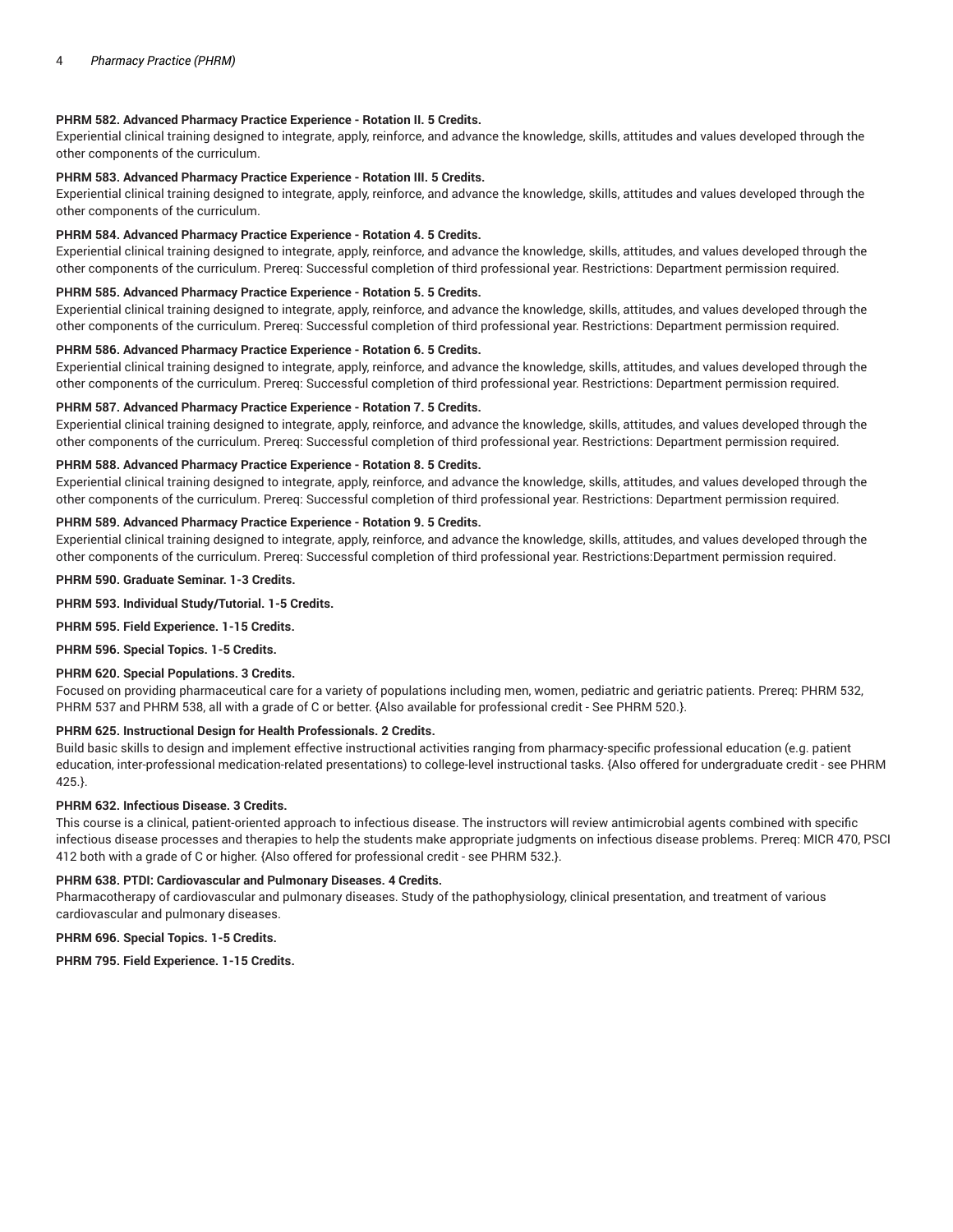**PHRM 582. Advanced Pharmacy Practice Experience - Rotation II. 5 Credits.**
Experiential clinical training designed to integrate, apply, reinforce, and advance the knowledge, skills, attitudes and values developed through the other components of the curriculum.

**PHRM 583. Advanced Pharmacy Practice Experience - Rotation III. 5 Credits.**
Experiential clinical training designed to integrate, apply, reinforce, and advance the knowledge, skills, attitudes and values developed through the other components of the curriculum.

**PHRM 584. Advanced Pharmacy Practice Experience - Rotation 4. 5 Credits.**
Experiential clinical training designed to integrate, apply, reinforce, and advance the knowledge, skills, attitudes, and values developed through the other components of the curriculum. Prereq: Successful completion of third professional year. Restrictions: Department permission required.

**PHRM 585. Advanced Pharmacy Practice Experience - Rotation 5. 5 Credits.**
Experiential clinical training designed to integrate, apply, reinforce, and advance the knowledge, skills, attitudes, and values developed through the other components of the curriculum. Prereq: Successful completion of third professional year. Restrictions: Department permission required.

**PHRM 586. Advanced Pharmacy Practice Experience - Rotation 6. 5 Credits.**
Experiential clinical training designed to integrate, apply, reinforce, and advance the knowledge, skills, attitudes, and values developed through the other components of the curriculum. Prereq: Successful completion of third professional year. Restrictions: Department permission required.

**PHRM 587. Advanced Pharmacy Practice Experience - Rotation 7. 5 Credits.**
Experiential clinical training designed to integrate, apply, reinforce, and advance the knowledge, skills, attitudes, and values developed through the other components of the curriculum. Prereq: Successful completion of third professional year. Restrictions: Department permission required.

**PHRM 588. Advanced Pharmacy Practice Experience - Rotation 8. 5 Credits.**
Experiential clinical training designed to integrate, apply, reinforce, and advance the knowledge, skills, attitudes, and values developed through the other components of the curriculum. Prereq: Successful completion of third professional year. Restrictions: Department permission required.

**PHRM 589. Advanced Pharmacy Practice Experience - Rotation 9. 5 Credits.**
Experiential clinical training designed to integrate, apply, reinforce, and advance the knowledge, skills, attitudes, and values developed through the other components of the curriculum. Prereq: Successful completion of third professional year. Restrictions:Department permission required.

**PHRM 590. Graduate Seminar. 1-3 Credits.**

**PHRM 593. Individual Study/Tutorial. 1-5 Credits.**

**PHRM 595. Field Experience. 1-15 Credits.**

**PHRM 596. Special Topics. 1-5 Credits.**

**PHRM 620. Special Populations. 3 Credits.**
Focused on providing pharmaceutical care for a variety of populations including men, women, pediatric and geriatric patients. Prereq: PHRM 532, PHRM 537 and PHRM 538, all with a grade of C or better. {Also available for professional credit - See PHRM 520.}.

**PHRM 625. Instructional Design for Health Professionals. 2 Credits.**
Build basic skills to design and implement effective instructional activities ranging from pharmacy-specific professional education (e.g. patient education, inter-professional medication-related presentations) to college-level instructional tasks. {Also offered for undergraduate credit - see PHRM 425.}.

**PHRM 632. Infectious Disease. 3 Credits.**
This course is a clinical, patient-oriented approach to infectious disease. The instructors will review antimicrobial agents combined with specific infectious disease processes and therapies to help the students make appropriate judgments on infectious disease problems. Prereq: MICR 470, PSCI 412 both with a grade of C or higher. {Also offered for professional credit - see PHRM 532.}.

**PHRM 638. PTDI: Cardiovascular and Pulmonary Diseases. 4 Credits.**
Pharmacotherapy of cardiovascular and pulmonary diseases. Study of the pathophysiology, clinical presentation, and treatment of various cardiovascular and pulmonary diseases.

**PHRM 696. Special Topics. 1-5 Credits.**

**PHRM 795. Field Experience. 1-15 Credits.**